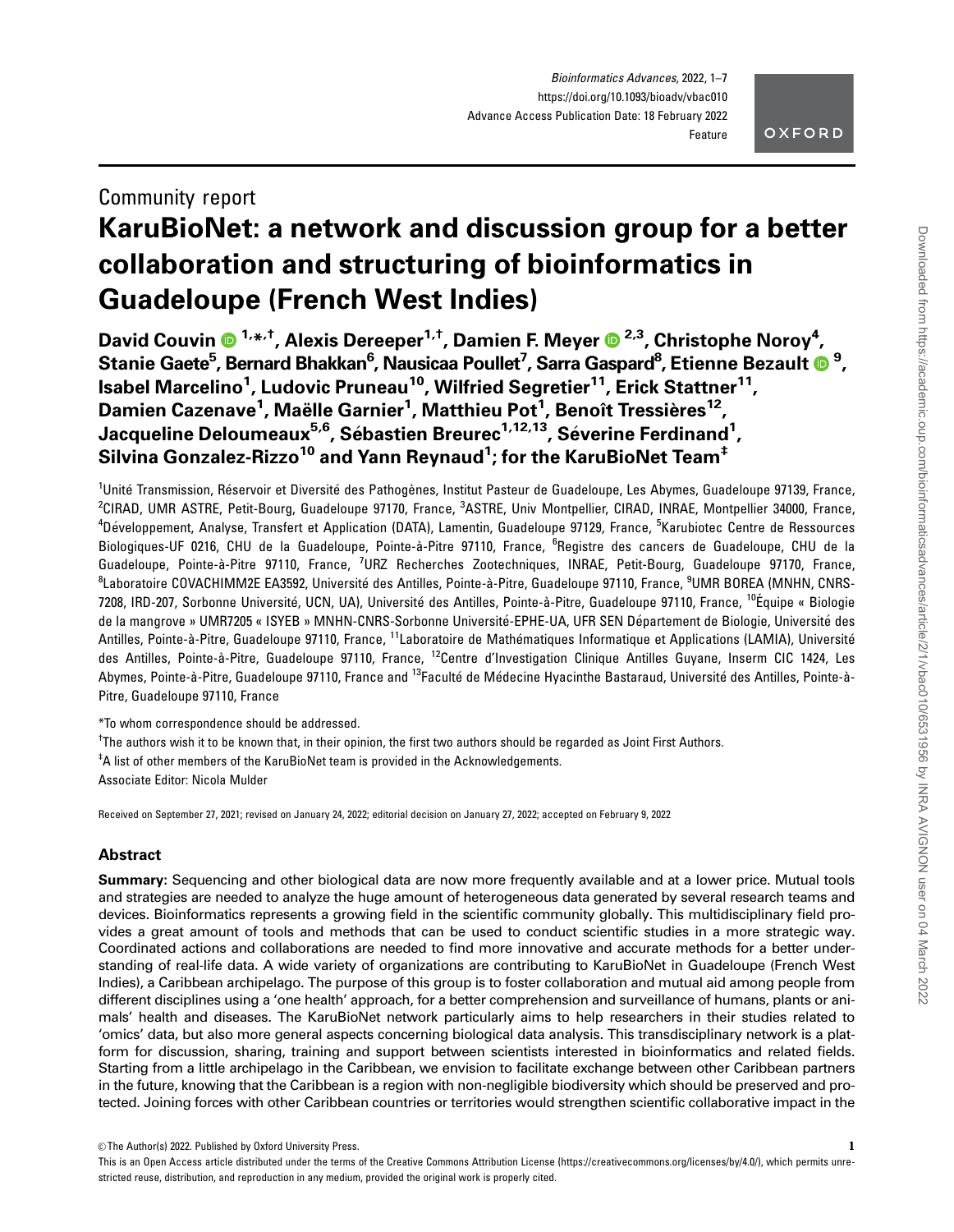Community report

# KaruBioNet: a network and discussion group for a better collaboration and structuring of bioinformatics in Guadeloupe (French West Indies)

**David Couvin [1,*,†], Alexis Dereeper [1,†], Damien F. Meyer [2,3], Christophe Noroy [4], Stanie Gaete [5], Bernard Bhakkan [6], Nausicaa Poullet [7], Sarra Gaspard [8], Etienne Bezault [9], Isabel Marcelino [1], Ludovic Pruneau [10], Wilfried Segretier [11], Erick Stattner [11], Damien Cazenave [1], Maëlle Garnier [1], Matthieu Pot [1], Benoît Tressières [12], Jacqueline Deloumeaux [5,6], Sébastien Breurec [1,12,13], Séverine Ferdinand [1], Silvina Gonzalez-Rizzo [10] and Yann Reynaud [1]; for the KaruBioNet Team [‡]**

[1]Unité Transmission, Réservoir et Diversité des Pathogènes, Institut Pasteur de Guadeloupe, Les Abymes, Guadeloupe 97139, France, [2]CIRAD, UMR ASTRE, Petit-Bourg, Guadeloupe 97170, France, [3]ASTRE, Univ Montpellier, CIRAD, INRAE, Montpellier 34000, France, [4]Développement, Analyse, Transfert et Application (DATA), Lamentin, Guadeloupe 97129, France, [5]Karubiotec Centre de Ressources Biologiques-UF 0216, CHU de la Guadeloupe, Pointe-à-Pitre 97110, France, [6]Registre des cancers de Guadeloupe, CHU de la Guadeloupe, Pointe-à-Pitre 97110, France, [7]URZ Recherches Zootechniques, INRAE, Petit-Bourg, Guadeloupe 97170, France, [8]Laboratoire COVACHIMM2E EA3592, Université des Antilles, Pointe-à-Pitre, Guadeloupe 97110, France, [9]UMR BOREA (MNHN, CNRS-7208, IRD-207, Sorbonne Université, UCN, UA), Université des Antilles, Pointe-à-Pitre, Guadeloupe 97110, France, [10]Équipe « Biologie de la mangrove » UMR7205 « ISYEB » MNHN-CNRS-Sorbonne Université-EPHE-UA, UFR SEN Département de Biologie, Université des Antilles, Pointe-à-Pitre, Guadeloupe 97110, France, [11]Laboratoire de Mathématiques Informatique et Applications (LAMIA), Université des Antilles, Pointe-à-Pitre, Guadeloupe 97110, France, [12]Centre d'Investigation Clinique Antilles Guyane, Inserm CIC 1424, Les Abymes, Pointe-à-Pitre, Guadeloupe 97110, France and [13]Faculté de Médecine Hyacinthe Bastaraud, Université des Antilles, Pointe-à-Pitre, Guadeloupe 97110, France

*To whom correspondence should be addressed.

†The authors wish it to be known that, in their opinion, the first two authors should be regarded as Joint First Authors.

‡A list of other members of the KaruBioNet team is provided in the Acknowledgements.

Associate Editor: Nicola Mulder

Received on September 27, 2021; revised on January 24, 2022; editorial decision on January 27, 2022; accepted on February 9, 2022

## Abstract

**Summary:** Sequencing and other biological data are now more frequently available and at a lower price. Mutual tools and strategies are needed to analyze the huge amount of heterogeneous data generated by several research teams and devices. Bioinformatics represents a growing field in the scientific community globally. This multidisciplinary field provides a great amount of tools and methods that can be used to conduct scientific studies in a more strategic way. Coordinated actions and collaborations are needed to find more innovative and accurate methods for a better understanding of real-life data. A wide variety of organizations are contributing to KaruBioNet in Guadeloupe (French West Indies), a Caribbean archipelago. The purpose of this group is to foster collaboration and mutual aid among people from different disciplines using a 'one health' approach, for a better comprehension and surveillance of humans, plants or animals' health and diseases. The KaruBioNet network particularly aims to help researchers in their studies related to 'omics' data, but also more general aspects concerning biological data analysis. This transdisciplinary network is a platform for discussion, sharing, training and support between scientists interested in bioinformatics and related fields. Starting from a little archipelago in the Caribbean, we envision to facilitate exchange between other Caribbean partners in the future, knowing that the Caribbean is a region with non-negligible biodiversity which should be preserved and protected. Joining forces with other Caribbean countries or territories would strengthen scientific collaborative impact in the

© The Author(s) 2022. Published by Oxford University Press.

This is an Open Access article distributed under the terms of the Creative Commons Attribution License (https://creativecommons.org/licenses/by/4.0/), which permits unrestricted reuse, distribution, and reproduction in any medium, provided the original work is properly cited.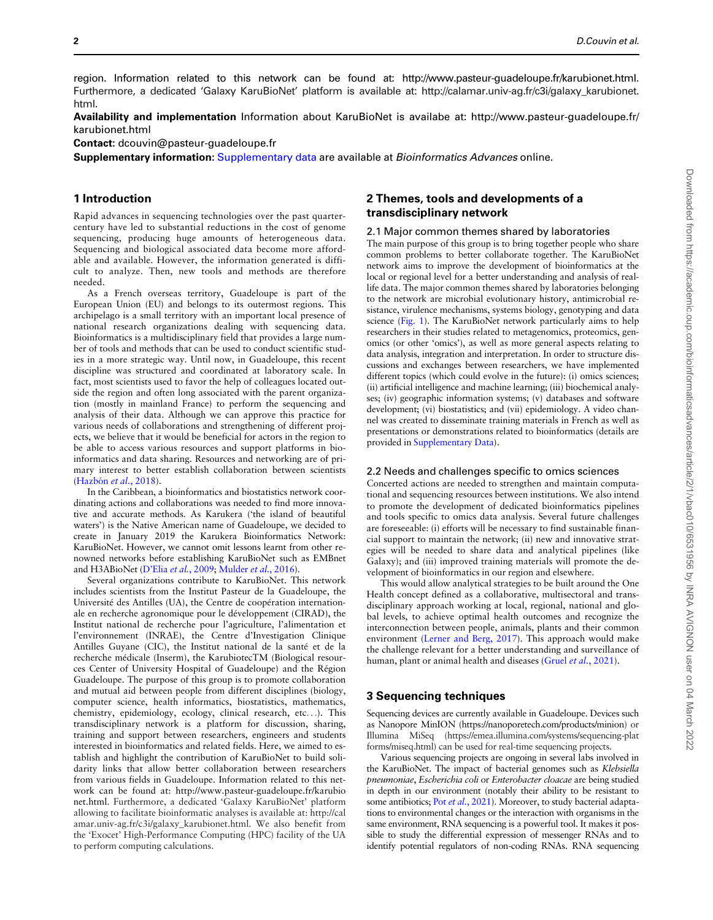region. Information related to this network can be found at: http://www.pasteur-guadeloupe.fr/karubionet.html. Furthermore, a dedicated 'Galaxy KaruBioNet' platform is available at: http://calamar.univ-ag.fr/c3i/galaxy_karubionet.html.

**Availability and implementation** Information about KaruBioNet is availabe at: http://www.pasteur-guadeloupe.fr/karubionet.html

**Contact:** dcouvin@pasteur-guadeloupe.fr

**Supplementary information:** Supplementary data are available at *Bioinformatics Advances* online.

## 1 Introduction

Rapid advances in sequencing technologies over the past quarter-century have led to substantial reductions in the cost of genome sequencing, producing huge amounts of heterogeneous data. Sequencing and biological associated data become more affordable and available. However, the information generated is difficult to analyze. Then, new tools and methods are therefore needed.

As a French overseas territory, Guadeloupe is part of the European Union (EU) and belongs to its outermost regions. This archipelago is a small territory with an important local presence of national research organizations dealing with sequencing data. Bioinformatics is a multidisciplinary field that provides a large number of tools and methods that can be used to conduct scientific studies in a more strategic way. Until now, in Guadeloupe, this recent discipline was structured and coordinated at laboratory scale. In fact, most scientists used to favor the help of colleagues located outside the region and often long associated with the parent organization (mostly in mainland France) to perform the sequencing and analysis of their data. Although we can approve this practice for various needs of collaborations and strengthening of different projects, we believe that it would be beneficial for actors in the region to be able to access various resources and support platforms in bioinformatics and data sharing. Resources and networking are of primary interest to better establish collaboration between scientists (Hazbón *et al.*, 2018).

In the Caribbean, a bioinformatics and biostatistics network coordinating actions and collaborations was needed to find more innovative and accurate methods. As Karukera ('the island of beautiful waters') is the Native American name of Guadeloupe, we decided to create in January 2019 the Karukera Bioinformatics Network: KaruBioNet. However, we cannot omit lessons learnt from other renowned networks before establishing KaruBioNet such as EMBnet and H3ABioNet (D'Elia *et al.*, 2009; Mulder *et al.*, 2016).

Several organizations contribute to KaruBioNet. This network includes scientists from the Institut Pasteur de la Guadeloupe, the Université des Antilles (UA), the Centre de coopération internationale en recherche agronomique pour le développement (CIRAD), the Institut national de recherche pour l'agriculture, l'alimentation et l'environnement (INRAE), the Centre d'Investigation Clinique Antilles Guyane (CIC), the Institut national de la santé et de la recherche médicale (Inserm), the KarubiotecTM (Biological resources Center of University Hospital of Guadeloupe) and the Région Guadeloupe. The purpose of this group is to promote collaboration and mutual aid between people from different disciplines (biology, computer science, health informatics, biostatistics, mathematics, chemistry, epidemiology, ecology, clinical research, etc…). This transdisciplinary network is a platform for discussion, sharing, training and support between researchers, engineers and students interested in bioinformatics and related fields. Here, we aimed to establish and highlight the contribution of KaruBioNet to build solidarity links that allow better collaboration between researchers from various fields in Guadeloupe. Information related to this network can be found at: http://www.pasteur-guadeloupe.fr/karubionet.html. Furthermore, a dedicated 'Galaxy KaruBioNet' platform allowing to facilitate bioinformatic analyses is available at: http://calamar.univ-ag.fr/c3i/galaxy_karubionet.html. We also benefit from the 'Exocet' High-Performance Computing (HPC) facility of the UA to perform computing calculations.

## 2 Themes, tools and developments of a transdisciplinary network

### 2.1 Major common themes shared by laboratories

The main purpose of this group is to bring together people who share common problems to better collaborate together. The KaruBioNet network aims to improve the development of bioinformatics at the local or regional level for a better understanding and analysis of real-life data. The major common themes shared by laboratories belonging to the network are microbial evolutionary history, antimicrobial resistance, virulence mechanisms, systems biology, genotyping and data science (Fig. 1). The KaruBioNet network particularly aims to help researchers in their studies related to metagenomics, proteomics, genomics (or other 'omics'), as well as more general aspects relating to data analysis, integration and interpretation. In order to structure discussions and exchanges between researchers, we have implemented different topics (which could evolve in the future): (i) omics sciences; (ii) artificial intelligence and machine learning; (iii) biochemical analyses; (iv) geographic information systems; (v) databases and software development; (vi) biostatistics; and (vii) epidemiology. A video channel was created to disseminate training materials in French as well as presentations or demonstrations related to bioinformatics (details are provided in Supplementary Data).

### 2.2 Needs and challenges specific to omics sciences

Concerted actions are needed to strengthen and maintain computational and sequencing resources between institutions. We also intend to promote the development of dedicated bioinformatics pipelines and tools specific to omics data analysis. Several future challenges are foreseeable: (i) efforts will be necessary to find sustainable financial support to maintain the network; (ii) new and innovative strategies will be needed to share data and analytical pipelines (like Galaxy); and (iii) improved training materials will promote the development of bioinformatics in our region and elsewhere.

This would allow analytical strategies to be built around the One Health concept defined as a collaborative, multisectoral and transdisciplinary approach working at local, regional, national and global levels, to achieve optimal health outcomes and recognize the interconnection between people, animals, plants and their common environment (Lerner and Berg, 2017). This approach would make the challenge relevant for a better understanding and surveillance of human, plant or animal health and diseases (Gruel *et al.*, 2021).

## 3 Sequencing techniques

Sequencing devices are currently available in Guadeloupe. Devices such as Nanopore MinION (https://nanoporetech.com/products/minion) or Illumina MiSeq (https://emea.illumina.com/systems/sequencing-platforms/miseq.html) can be used for real-time sequencing projects.

Various sequencing projects are ongoing in several labs involved in the KaruBioNet. The impact of bacterial genomes such as *Klebsiella pneumoniae*, *Escherichia coli* or *Enterobacter cloacae* are being studied in depth in our environment (notably their ability to be resistant to some antibiotics; Pot *et al.*, 2021). Moreover, to study bacterial adaptations to environmental changes or the interaction with organisms in the same environment, RNA sequencing is a powerful tool. It makes it possible to study the differential expression of messenger RNAs and to identify potential regulators of non-coding RNAs. RNA sequencing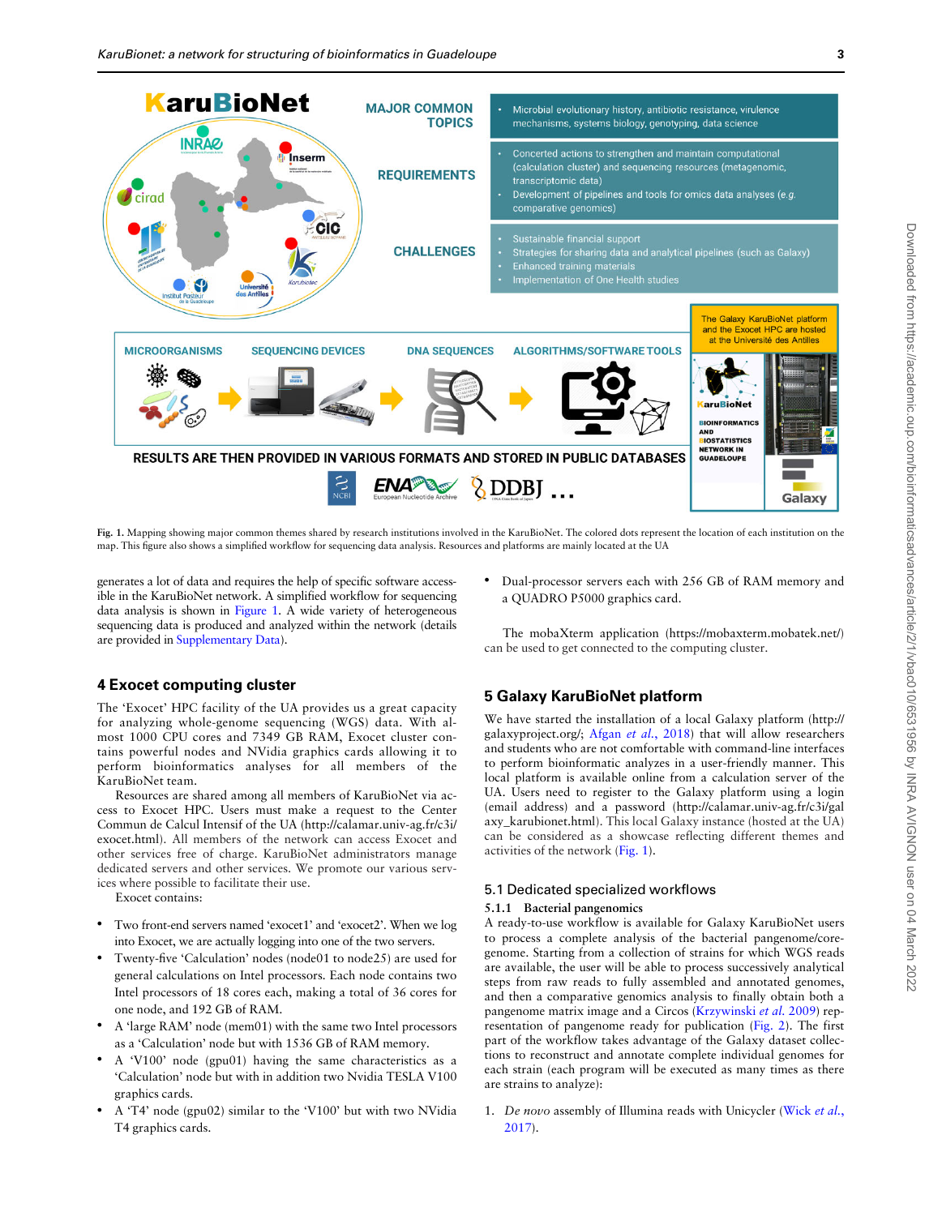Fig. 1. Mapping showing major common themes shared by research institutions involved in the KaruBioNet. The colored dots represent the location of each institution on the map. This figure also shows a simplified workflow for sequencing data analysis. Resources and platforms are mainly located at the UA

generates a lot of data and requires the help of specific software accessible in the KaruBioNet network. A simplified workflow for sequencing data analysis is shown in Figure 1. A wide variety of heterogeneous sequencing data is produced and analyzed within the network (details are provided in Supplementary Data).

## 4 Exocet computing cluster

The 'Exocet' HPC facility of the UA provides us a great capacity for analyzing whole-genome sequencing (WGS) data. With almost 1000 CPU cores and 7349 GB RAM, Exocet cluster contains powerful nodes and NVidia graphics cards allowing it to perform bioinformatics analyses for all members of the KaruBioNet team.

Resources are shared among all members of KaruBioNet via access to Exocet HPC. Users must make a request to the Center Commun de Calcul Intensif of the UA (http://calamar.univ-ag.fr/c3i/exocet.html). All members of the network can access Exocet and other services free of charge. KaruBioNet administrators manage dedicated servers and other services. We promote our various services where possible to facilitate their use.

Exocet contains:

- Two front-end servers named 'exocet1' and 'exocet2'. When we log into Exocet, we are actually logging into one of the two servers.
- Twenty-five 'Calculation' nodes (node01 to node25) are used for general calculations on Intel processors. Each node contains two Intel processors of 18 cores each, making a total of 36 cores for one node, and 192 GB of RAM.
- A 'large RAM' node (mem01) with the same two Intel processors as a 'Calculation' node but with 1536 GB of RAM memory.
- A 'V100' node (gpu01) having the same characteristics as a 'Calculation' node but with in addition two Nvidia TESLA V100 graphics cards.
- A 'T4' node (gpu02) similar to the 'V100' but with two NVidia T4 graphics cards.
- Dual-processor servers each with 256 GB of RAM memory and a QUADRO P5000 graphics card.

The mobaXterm application (https://mobaxterm.mobatek.net/) can be used to get connected to the computing cluster.

## 5 Galaxy KaruBioNet platform

We have started the installation of a local Galaxy platform (http://galaxyproject.org/; Afgan *et al.*, 2018) that will allow researchers and students who are not comfortable with command-line interfaces to perform bioinformatic analyzes in a user-friendly manner. This local platform is available online from a calculation server of the UA. Users need to register to the Galaxy platform using a login (email address) and a password (http://calamar.univ-ag.fr/c3i/galaxy_karubionet.html). This local Galaxy instance (hosted at the UA) can be considered as a showcase reflecting different themes and activities of the network (Fig. 1).

### 5.1 Dedicated specialized workflows

#### 5.1.1 Bacterial pangenomics

A ready-to-use workflow is available for Galaxy KaruBioNet users to process a complete analysis of the bacterial pangenome/core-genome. Starting from a collection of strains for which WGS reads are available, the user will be able to process successively analytical steps from raw reads to fully assembled and annotated genomes, and then a comparative genomics analysis to finally obtain both a pangenome matrix image and a Circos (Krzywinski *et al.* 2009) representation of pangenome ready for publication (Fig. 2). The first part of the workflow takes advantage of the Galaxy dataset collections to reconstruct and annotate complete individual genomes for each strain (each program will be executed as many times as there are strains to analyze):

1. *De novo* assembly of Illumina reads with Unicycler (Wick *et al.*, 2017).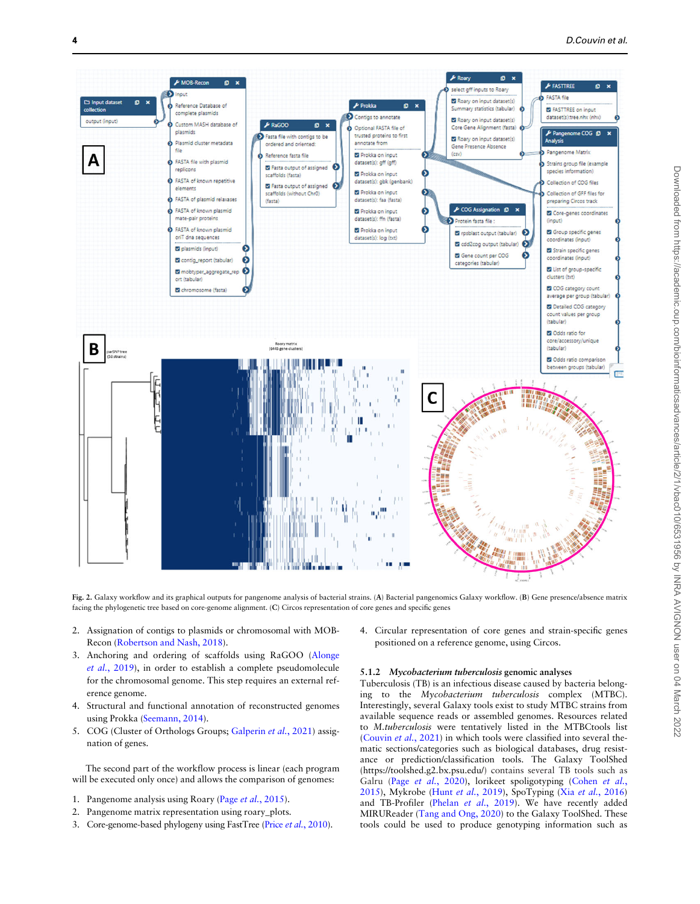Fig. 2. Galaxy workflow and its graphical outputs for pangenome analysis of bacterial strains. (A) Bacterial pangenomics Galaxy workflow. (B) Gene presence/absence matrix facing the phylogenetic tree based on core-genome alignment. (C) Circos representation of core genes and specific genes

2. Assignation of contigs to plasmids or chromosomal with MOB-Recon (Robertson and Nash, 2018).
3. Anchoring and ordering of scaffolds using RaGOO (Alonge *et al.*, 2019), in order to establish a complete pseudomolecule for the chromosomal genome. This step requires an external reference genome.
4. Structural and functional annotation of reconstructed genomes using Prokka (Seemann, 2014).
5. COG (Cluster of Orthologs Groups; Galperin *et al.*, 2021) assignation of genes.

The second part of the workflow process is linear (each program will be executed only once) and allows the comparison of genomes:

1. Pangenome analysis using Roary (Page *et al.*, 2015).
2. Pangenome matrix representation using roary_plots.
3. Core-genome-based phylogeny using FastTree (Price *et al.*, 2010).
4. Circular representation of core genes and strain-specific genes positioned on a reference genome, using Circos.

### 5.1.2 *Mycobacterium tuberculosis* genomic analyses

Tuberculosis (TB) is an infectious disease caused by bacteria belonging to the *Mycobacterium tuberculosis* complex (MTBC). Interestingly, several Galaxy tools exist to study MTBC strains from available sequence reads or assembled genomes. Resources related to *M.tuberculosis* were tentatively listed in the MTBCtools list (Couvin *et al.*, 2021) in which tools were classified into several thematic sections/categories such as biological databases, drug resistance or prediction/classification tools. The Galaxy ToolShed (https://toolshed.g2.bx.psu.edu/) contains several TB tools such as Galru (Page *et al.*, 2020), lorikeet spoligotyping (Cohen *et al.*, 2015), Mykrobe (Hunt *et al.*, 2019), SpoTyping (Xia *et al.*, 2016) and TB-Profiler (Phelan *et al.*, 2019). We have recently added MIRUReader (Tang and Ong, 2020) to the Galaxy ToolShed. These tools could be used to produce genotyping information such as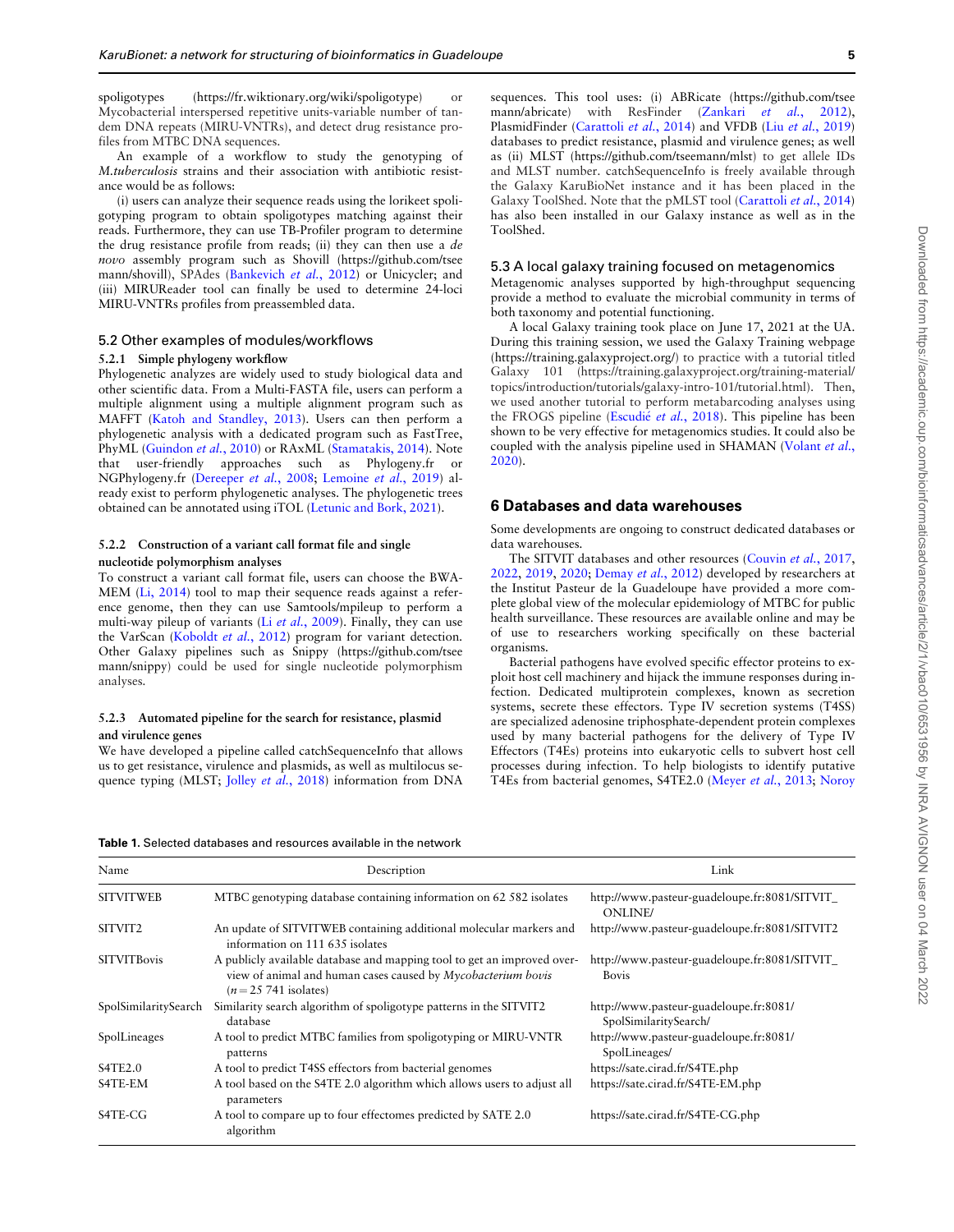spoligotypes (https://fr.wiktionary.org/wiki/spoligotype) or Mycobacterial interspersed repetitive units-variable number of tandem DNA repeats (MIRU-VNTRs), and detect drug resistance profiles from MTBC DNA sequences.

An example of a workflow to study the genotyping of *M.tuberculosis* strains and their association with antibiotic resistance would be as follows:

(i) users can analyze their sequence reads using the lorikeet spoligotyping program to obtain spoligotypes matching against their reads. Furthermore, they can use TB-Profiler program to determine the drug resistance profile from reads; (ii) they can then use a *de novo* assembly program such as Shovill (https://github.com/tseemann/shovill), SPAdes (Bankevich *et al.*, 2012) or Unicycler; and (iii) MIRUReader tool can finally be used to determine 24-loci MIRU-VNTRs profiles from preassembled data.

## 5.2 Other examples of modules/workflows

### 5.2.1 Simple phylogeny workflow

Phylogenetic analyzes are widely used to study biological data and other scientific data. From a Multi-FASTA file, users can perform a multiple alignment using a multiple alignment program such as MAFFT (Katoh and Standley, 2013). Users can then perform a phylogenetic analysis with a dedicated program such as FastTree, PhyML (Guindon *et al.*, 2010) or RAxML (Stamatakis, 2014). Note that user-friendly approaches such as Phylogeny.fr or NGPhylogeny.fr (Dereeper *et al.*, 2008; Lemoine *et al.*, 2019) already exist to perform phylogenetic analyses. The phylogenetic trees obtained can be annotated using iTOL (Letunic and Bork, 2021).

### 5.2.2 Construction of a variant call format file and single nucleotide polymorphism analyses

To construct a variant call format file, users can choose the BWA-MEM (Li, 2014) tool to map their sequence reads against a reference genome, then they can use Samtools/mpileup to perform a multi-way pileup of variants (Li *et al.*, 2009). Finally, they can use the VarScan (Koboldt *et al.*, 2012) program for variant detection. Other Galaxy pipelines such as Snippy (https://github.com/tseemann/snippy) could be used for single nucleotide polymorphism analyses.

### 5.2.3 Automated pipeline for the search for resistance, plasmid and virulence genes

We have developed a pipeline called catchSequenceInfo that allows us to get resistance, virulence and plasmids, as well as multilocus sequence typing (MLST; Jolley *et al.*, 2018) information from DNA sequences. This tool uses: (i) ABRicate (https://github.com/tseemann/abricate) with ResFinder (Zankari *et al.*, 2012), PlasmidFinder (Carattoli *et al.*, 2014) and VFDB (Liu *et al.*, 2019) databases to predict resistance, plasmid and virulence genes; as well as (ii) MLST (https://github.com/tseemann/mlst) to get allele IDs and MLST number. catchSequenceInfo is freely available through the Galaxy KaruBioNet instance and it has been placed in the Galaxy ToolShed. Note that the pMLST tool (Carattoli *et al.*, 2014) has also been installed in our Galaxy instance as well as in the ToolShed.

## 5.3 A local galaxy training focused on metagenomics

Metagenomic analyses supported by high-throughput sequencing provide a method to evaluate the microbial community in terms of both taxonomy and potential functioning.

A local Galaxy training took place on June 17, 2021 at the UA. During this training session, we used the Galaxy Training webpage (https://training.galaxyproject.org/) to practice with a tutorial titled Galaxy 101 (https://training.galaxyproject.org/training-material/topics/introduction/tutorials/galaxy-intro-101/tutorial.html). Then, we used another tutorial to perform metabarcoding analyses using the FROGS pipeline (Escudié *et al.*, 2018). This pipeline has been shown to be very effective for metagenomics studies. It could also be coupled with the analysis pipeline used in SHAMAN (Volant *et al.*, 2020).

# 6 Databases and data warehouses

Some developments are ongoing to construct dedicated databases or data warehouses.

The SITVIT databases and other resources (Couvin *et al.*, 2017, 2022, 2019, 2020; Demay *et al.*, 2012) developed by researchers at the Institut Pasteur de la Guadeloupe have provided a more complete global view of the molecular epidemiology of MTBC for public health surveillance. These resources are available online and may be of use to researchers working specifically on these bacterial organisms.

Bacterial pathogens have evolved specific effector proteins to exploit host cell machinery and hijack the immune responses during infection. Dedicated multiprotein complexes, known as secretion systems, secrete these effectors. Type IV secretion systems (T4SS) are specialized adenosine triphosphate-dependent protein complexes used by many bacterial pathogens for the delivery of Type IV Effectors (T4Es) proteins into eukaryotic cells to subvert host cell processes during infection. To help biologists to identify putative T4Es from bacterial genomes, S4TE2.0 (Meyer *et al.*, 2013; Noroy

**Table 1.** Selected databases and resources available in the network

| Name | Description | Link |
|---|---|---|
| SITVITWEB | MTBC genotyping database containing information on 62 582 isolates | http://www.pasteur-guadeloupe.fr:8081/SITVIT_ONLINE/ |
| SITVIT2 | An update of SITVITWEB containing additional molecular markers and information on 111 635 isolates | http://www.pasteur-guadeloupe.fr:8081/SITVIT2 |
| SITVITBovis | A publicly available database and mapping tool to get an improved overview of animal and human cases caused by *Mycobacterium bovis* ($n = 25$ 741 isolates) | http://www.pasteur-guadeloupe.fr:8081/SITVIT_Bovis |
| SpolSimilaritySearch | Similarity search algorithm of spoligotype patterns in the SITVIT2 database | http://www.pasteur-guadeloupe.fr:8081/SpolSimilaritySearch/ |
| SpolLineages | A tool to predict MTBC families from spoligotyping or MIRU-VNTR patterns | http://www.pasteur-guadeloupe.fr:8081/SpolLineages/ |
| S4TE2.0 | A tool to predict T4SS effectors from bacterial genomes | https://sate.cirad.fr/S4TE.php |
| S4TE-EM | A tool based on the S4TE 2.0 algorithm which allows users to adjust all parameters | https://sate.cirad.fr/S4TE-EM.php |
| S4TE-CG | A tool to compare up to four effectomes predicted by SATE 2.0 algorithm | https://sate.cirad.fr/S4TE-CG.php |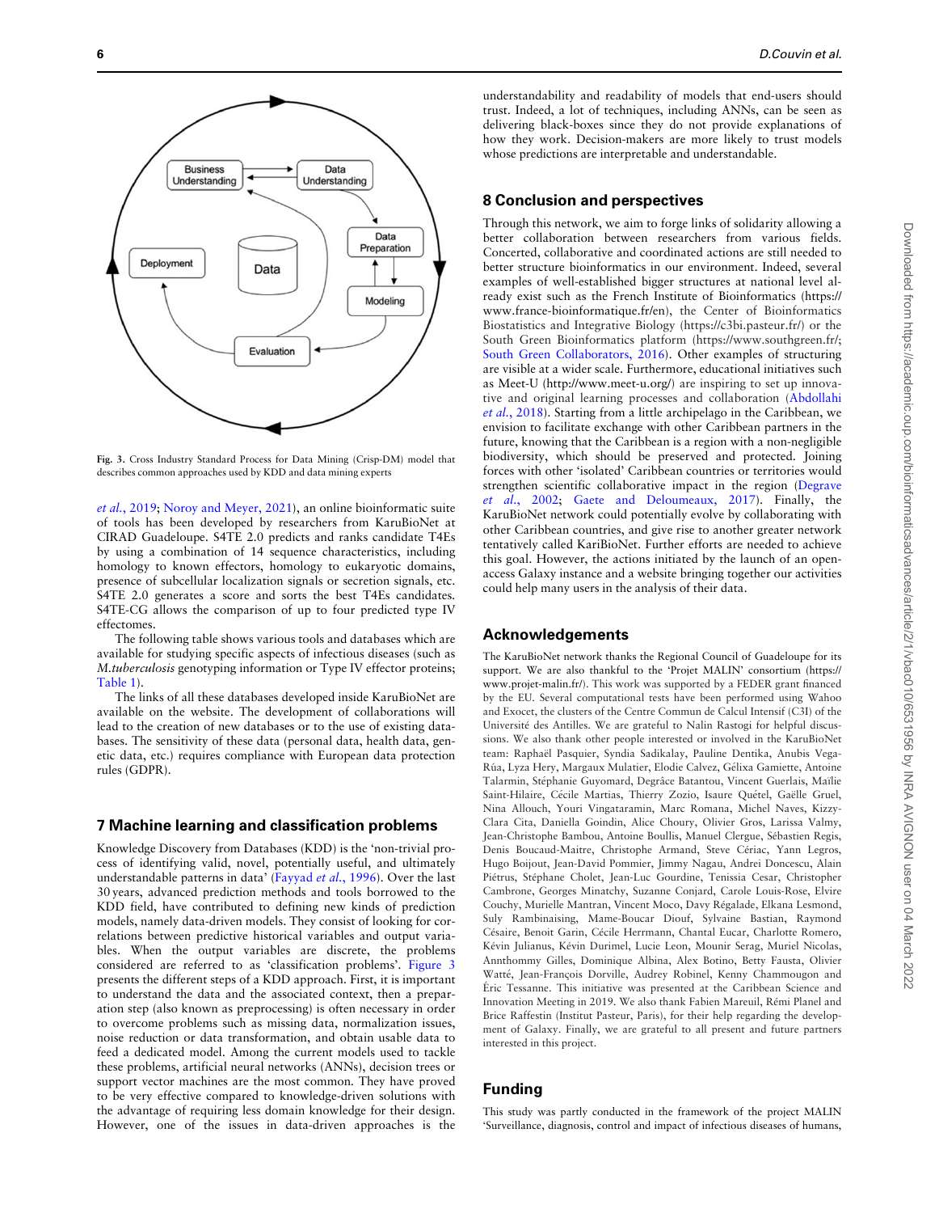Fig. 3. Cross Industry Standard Process for Data Mining (Crisp-DM) model that describes common approaches used by KDD and data mining experts

*et al.*, 2019; Noroy and Meyer, 2021), an online bioinformatic suite of tools has been developed by researchers from KaruBioNet at CIRAD Guadeloupe. S4TE 2.0 predicts and ranks candidate T4Es by using a combination of 14 sequence characteristics, including homology to known effectors, homology to eukaryotic domains, presence of subcellular localization signals or secretion signals, etc. S4TE 2.0 generates a score and sorts the best T4Es candidates. S4TE-CG allows the comparison of up to four predicted type IV effectomes.

The following table shows various tools and databases which are available for studying specific aspects of infectious diseases (such as *M.tuberculosis* genotyping information or Type IV effector proteins; Table 1).

The links of all these databases developed inside KaruBioNet are available on the website. The development of collaborations will lead to the creation of new databases or to the use of existing databases. The sensitivity of these data (personal data, health data, genetic data, etc.) requires compliance with European data protection rules (GDPR).

## 7 Machine learning and classification problems

Knowledge Discovery from Databases (KDD) is the 'non-trivial process of identifying valid, novel, potentially useful, and ultimately understandable patterns in data' (Fayyad *et al.*, 1996). Over the last 30 years, advanced prediction methods and tools borrowed to the KDD field, have contributed to defining new kinds of prediction models, namely data-driven models. They consist of looking for correlations between predictive historical variables and output variables. When the output variables are discrete, the problems considered are referred to as 'classification problems'. Figure 3 presents the different steps of a KDD approach. First, it is important to understand the data and the associated context, then a preparation step (also known as preprocessing) is often necessary in order to overcome problems such as missing data, normalization issues, noise reduction or data transformation, and obtain usable data to feed a dedicated model. Among the current models used to tackle these problems, artificial neural networks (ANNs), decision trees or support vector machines are the most common. They have proved to be very effective compared to knowledge-driven solutions with the advantage of requiring less domain knowledge for their design. However, one of the issues in data-driven approaches is the understandability and readability of models that end-users should trust. Indeed, a lot of techniques, including ANNs, can be seen as delivering black-boxes since they do not provide explanations of how they work. Decision-makers are more likely to trust models whose predictions are interpretable and understandable.

## 8 Conclusion and perspectives

Through this network, we aim to forge links of solidarity allowing a better collaboration between researchers from various fields. Concerted, collaborative and coordinated actions are still needed to better structure bioinformatics in our environment. Indeed, several examples of well-established bigger structures at national level already exist such as the French Institute of Bioinformatics (https://www.france-bioinformatique.fr/en), the Center of Bioinformatics Biostatistics and Integrative Biology (https://c3bi.pasteur.fr/) or the South Green Bioinformatics platform (https://www.southgreen.fr/; South Green Collaborators, 2016). Other examples of structuring are visible at a wider scale. Furthermore, educational initiatives such as Meet-U (http://www.meet-u.org/) are inspiring to set up innovative and original learning processes and collaboration (Abdollahi *et al.*, 2018). Starting from a little archipelago in the Caribbean, we envision to facilitate exchange with other Caribbean partners in the future, knowing that the Caribbean is a region with a non-negligible biodiversity, which should be preserved and protected. Joining forces with other 'isolated' Caribbean countries or territories would strengthen scientific collaborative impact in the region (Degrave *et al.*, 2002; Gaete and Deloumeaux, 2017). Finally, the KaruBioNet network could potentially evolve by collaborating with other Caribbean countries, and give rise to another greater network tentatively called KariBioNet. Further efforts are needed to achieve this goal. However, the actions initiated by the launch of an open-access Galaxy instance and a website bringing together our activities could help many users in the analysis of their data.

## Acknowledgements

The KaruBioNet network thanks the Regional Council of Guadeloupe for its support. We are also thankful to the 'Projet MALIN' consortium (https://www.projet-malin.fr/). This work was supported by a FEDER grant financed by the EU. Several computational tests have been performed using Wahoo and Exocet, the clusters of the Centre Commun de Calcul Intensif (C3I) of the Université des Antilles. We are grateful to Nalin Rastogi for helpful discussions. We also thank other people interested or involved in the KaruBioNet team: Raphaël Pasquier, Syndia Sadikalay, Pauline Dentika, Anubis Vega-Rúa, Lyza Hery, Margaux Mulatier, Elodie Calvez, Gélixa Gamiette, Antoine Talarmin, Stéphanie Guyomard, Degrâce Batantou, Vincent Guerlais, Maïlie Saint-Hilaire, Cécile Martias, Thierry Zozio, Isaure Quétel, Gaëlle Gruel, Nina Allouch, Youri Vingataramin, Marc Romana, Michel Naves, Kizzy-Clara Cita, Daniella Goindin, Alice Choury, Olivier Gros, Larissa Valmy, Jean-Christophe Bambou, Antoine Boullis, Manuel Clergue, Sébastien Regis, Denis Boucaud-Maitre, Christophe Armand, Steve Cériac, Yann Legros, Hugo Boijout, Jean-David Pommier, Jimmy Nagau, Andrei Doncescu, Alain Piétrus, Stéphane Cholet, Jean-Luc Gourdine, Tenissia Cesar, Christopher Cambrone, Georges Minatchy, Suzanne Conjard, Carole Louis-Rose, Elvire Couchy, Murielle Mantran, Vincent Moco, Davy Régalade, Elkana Lesmond, Suly Rambinaising, Mame-Boucar Diouf, Sylvaine Bastian, Raymond Césaire, Benoit Garin, Cécile Herrmann, Chantal Eucar, Charlotte Romero, Kévin Julianus, Kévin Durimel, Lucie Leon, Mounir Serag, Muriel Nicolas, Annthommy Gilles, Dominique Albina, Alex Botino, Betty Fausta, Olivier Watté, Jean-François Dorville, Audrey Robinel, Kenny Chammougon and Éric Tessanne. This initiative was presented at the Caribbean Science and Innovation Meeting in 2019. We also thank Fabien Mareuil, Rémi Planel and Brice Raffestin (Institut Pasteur, Paris), for their help regarding the development of Galaxy. Finally, we are grateful to all present and future partners interested in this project.

## Funding

This study was partly conducted in the framework of the project MALIN 'Surveillance, diagnosis, control and impact of infectious diseases of humans,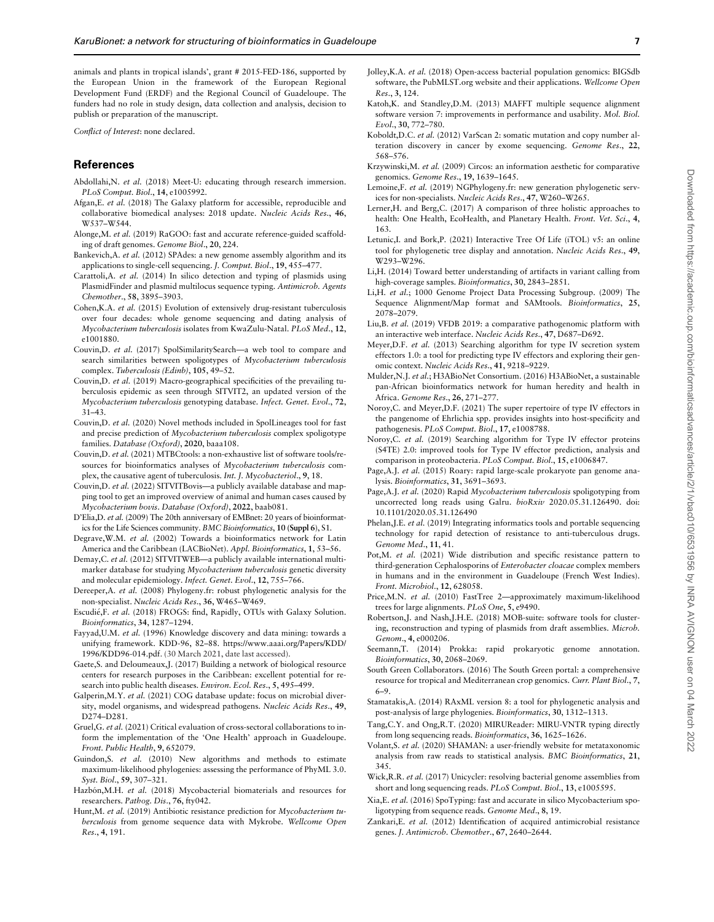animals and plants in tropical islands', grant # 2015-FED-186, supported by the European Union in the framework of the European Regional Development Fund (ERDF) and the Regional Council of Guadeloupe. The funders had no role in study design, data collection and analysis, decision to publish or preparation of the manuscript.

*Conflict of Interest*: none declared.

## References

Abdollahi,N. *et al.* (2018) Meet-U: educating through research immersion. *PLoS Comput. Biol.*, **14**, e1005992.

Afgan,E. *et al.* (2018) The Galaxy platform for accessible, reproducible and collaborative biomedical analyses: 2018 update. *Nucleic Acids Res.*, **46**, W537–W544.

Alonge,M. *et al.* (2019) RaGOO: fast and accurate reference-guided scaffolding of draft genomes. *Genome Biol.*, **20**, 224.

Bankevich,A. *et al.* (2012) SPAdes: a new genome assembly algorithm and its applications to single-cell sequencing. *J. Comput. Biol.*, **19**, 455–477.

Carattoli,A. *et al.* (2014) In silico detection and typing of plasmids using PlasmidFinder and plasmid multilocus sequence typing. *Antimicrob. Agents Chemother.*, **58**, 3895–3903.

Cohen,K.A. *et al.* (2015) Evolution of extensively drug-resistant tuberculosis over four decades: whole genome sequencing and dating analysis of *Mycobacterium tuberculosis* isolates from KwaZulu-Natal. *PLoS Med.*, **12**, e1001880.

Couvin,D. *et al.* (2017) SpolSimilaritySearch—a web tool to compare and search similarities between spoligotypes of *Mycobacterium tuberculosis* complex. *Tuberculosis (Edinb)*, **105**, 49–52.

Couvin,D. *et al.* (2019) Macro-geographical specificities of the prevailing tuberculosis epidemic as seen through SITVIT2, an updated version of the *Mycobacterium tuberculosis* genotyping database. *Infect. Genet. Evol.*, **72**, 31–43.

Couvin,D. *et al.* (2020) Novel methods included in SpolLineages tool for fast and precise prediction of *Mycobacterium tuberculosis* complex spoligotype families. *Database (Oxford)*, **2020**, baaa108.

Couvin,D. *et al.* (2021) MTBCtools: a non-exhaustive list of software tools/resources for bioinformatics analyses of *Mycobacterium tuberculosis* complex, the causative agent of tuberculosis. *Int. J. Mycobacteriol.*, **9**, 18.

Couvin,D. *et al.* (2022) SITVITBovis—a publicly available database and mapping tool to get an improved overview of animal and human cases caused by *Mycobacterium bovis*. *Database (Oxford)*, **2022**, baab081.

D'Elia,D. *et al.* (2009) The 20th anniversary of EMBnet: 20 years of bioinformatics for the Life Sciences community. *BMC Bioinformatics*, **10 (Suppl 6)**, S1.

Degrave,W.M. *et al.* (2002) Towards a bioinformatics network for Latin America and the Caribbean (LACBioNet). *Appl. Bioinformatics*, **1**, 53–56.

Demay,C. *et al.* (2012) SITVITWEB—a publicly available international multimarker database for studying *Mycobacterium tuberculosis* genetic diversity and molecular epidemiology. *Infect. Genet. Evol.*, **12**, 755–766.

Dereeper,A. *et al.* (2008) Phylogeny.fr: robust phylogenetic analysis for the non-specialist. *Nucleic Acids Res.*, **36**, W465–W469.

Escudié,F. *et al.* (2018) FROGS: find, Rapidly, OTUs with Galaxy Solution. *Bioinformatics*, **34**, 1287–1294.

Fayyad,U.M. *et al.* (1996) Knowledge discovery and data mining: towards a unifying framework. KDD-96, 82–88. https://www.aaai.org/Papers/KDD/1996/KDD96-014.pdf. (30 March 2021, date last accessed).

Gaete,S. and Deloumeaux,J. (2017) Building a network of biological resource centers for research purposes in the Caribbean: excellent potential for research into public health diseases. *Environ. Ecol. Res.*, **5**, 495–499.

Galperin,M.Y. *et al.* (2021) COG database update: focus on microbial diversity, model organisms, and widespread pathogens. *Nucleic Acids Res.*, **49**, D274–D281.

Gruel,G. *et al.* (2021) Critical evaluation of cross-sectoral collaborations to inform the implementation of the 'One Health' approach in Guadeloupe. *Front. Public Health*, **9**, 652079.

Guindon,S. *et al.* (2010) New algorithms and methods to estimate maximum-likelihood phylogenies: assessing the performance of PhyML 3.0. *Syst. Biol.*, **59**, 307–321.

Hazbón,M.H. *et al.* (2018) Mycobacterial biomaterials and resources for researchers. *Pathog. Dis.*, **76**, fty042.

Hunt,M. *et al.* (2019) Antibiotic resistance prediction for *Mycobacterium tuberculosis* from genome sequence data with Mykrobe. *Wellcome Open Res.*, **4**, 191.

Jolley,K.A. *et al.* (2018) Open-access bacterial population genomics: BIGSdb software, the PubMLST.org website and their applications. *Wellcome Open Res.*, **3**, 124.

Katoh,K. and Standley,D.M. (2013) MAFFT multiple sequence alignment software version 7: improvements in performance and usability. *Mol. Biol. Evol.*, **30**, 772–780.

Koboldt,D.C. *et al.* (2012) VarScan 2: somatic mutation and copy number alteration discovery in cancer by exome sequencing. *Genome Res.*, **22**, 568–576.

Krzywinski,M. *et al.* (2009) Circos: an information aesthetic for comparative genomics. *Genome Res.*, **19**, 1639–1645.

Lemoine,F. *et al.* (2019) NGPhylogeny.fr: new generation phylogenetic services for non-specialists. *Nucleic Acids Res.*, **47**, W260–W265.

Lerner,H. and Berg,C. (2017) A comparison of three holistic approaches to health: One Health, EcoHealth, and Planetary Health. *Front. Vet. Sci.*, **4**, 163.

Letunic,I. and Bork,P. (2021) Interactive Tree Of Life (iTOL) v5: an online tool for phylogenetic tree display and annotation. *Nucleic Acids Res.*, **49**, W293–W296.

Li,H. (2014) Toward better understanding of artifacts in variant calling from high-coverage samples. *Bioinformatics*, **30**, 2843–2851.

Li,H. *et al.*; 1000 Genome Project Data Processing Subgroup. (2009) The Sequence Alignment/Map format and SAMtools. *Bioinformatics*, **25**, 2078–2079.

Liu,B. *et al.* (2019) VFDB 2019: a comparative pathogenomic platform with an interactive web interface. *Nucleic Acids Res.*, **47**, D687–D692.

Meyer,D.F. *et al.* (2013) Searching algorithm for type IV secretion system effectors 1.0: a tool for predicting type IV effectors and exploring their genomic context. *Nucleic Acids Res.*, **41**, 9218–9229.

Mulder,N.J. *et al.*; H3ABioNet Consortium. (2016) H3ABioNet, a sustainable pan-African bioinformatics network for human heredity and health in Africa. *Genome Res.*, **26**, 271–277.

Noroy,C. and Meyer,D.F. (2021) The super repertoire of type IV effectors in the pangenome of Ehrlichia spp. provides insights into host-specificity and pathogenesis. *PLoS Comput. Biol.*, **17**, e1008788.

Noroy,C. *et al.* (2019) Searching algorithm for Type IV effector proteins (S4TE) 2.0: improved tools for Type IV effector prediction, analysis and comparison in proteobacteria. *PLoS Comput. Biol.*, **15**, e1006847.

Page,A.J. *et al.* (2015) Roary: rapid large-scale prokaryote pan genome analysis. *Bioinformatics*, **31**, 3691–3693.

Page,A.J. *et al.* (2020) Rapid *Mycobacterium tuberculosis* spoligotyping from uncorrected long reads using Galru. *bioRxiv* 2020.05.31.126490. doi: 10.1101/2020.05.31.126490

Phelan,J.E. *et al.* (2019) Integrating informatics tools and portable sequencing technology for rapid detection of resistance to anti-tuberculous drugs. *Genome Med.*, **11**, 41.

Pot,M. *et al.* (2021) Wide distribution and specific resistance pattern to third-generation Cephalosporins of *Enterobacter cloacae* complex members in humans and in the environment in Guadeloupe (French West Indies). *Front. Microbiol.*, **12**, 628058.

Price,M.N. *et al.* (2010) FastTree 2—approximately maximum-likelihood trees for large alignments. *PLoS One*, **5**, e9490.

Robertson,J. and Nash,J.H.E. (2018) MOB-suite: software tools for clustering, reconstruction and typing of plasmids from draft assemblies. *Microb. Genom.*, **4**, e000206.

Seemann,T. (2014) Prokka: rapid prokaryotic genome annotation. *Bioinformatics*, **30**, 2068–2069.

South Green Collaborators. (2016) The South Green portal: a comprehensive resource for tropical and Mediterranean crop genomics. *Curr. Plant Biol.*, **7**, 6–9.

Stamatakis,A. (2014) RAxML version 8: a tool for phylogenetic analysis and post-analysis of large phylogenies. *Bioinformatics*, **30**, 1312–1313.

Tang,C.Y. and Ong,R.T. (2020) MIRUReader: MIRU-VNTR typing directly from long sequencing reads. *Bioinformatics*, **36**, 1625–1626.

Volant,S. *et al.* (2020) SHAMAN: a user-friendly website for metataxonomic analysis from raw reads to statistical analysis. *BMC Bioinformatics*, **21**, 345.

Wick,R.R. *et al.* (2017) Unicycler: resolving bacterial genome assemblies from short and long sequencing reads. *PLoS Comput. Biol.*, **13**, e1005595.

Xia,E. *et al.* (2016) SpoTyping: fast and accurate in silico Mycobacterium spoligotyping from sequence reads. *Genome Med.*, **8**, 19.

Zankari,E. *et al.* (2012) Identification of acquired antimicrobial resistance genes. *J. Antimicrob. Chemother.*, **67**, 2640–2644.